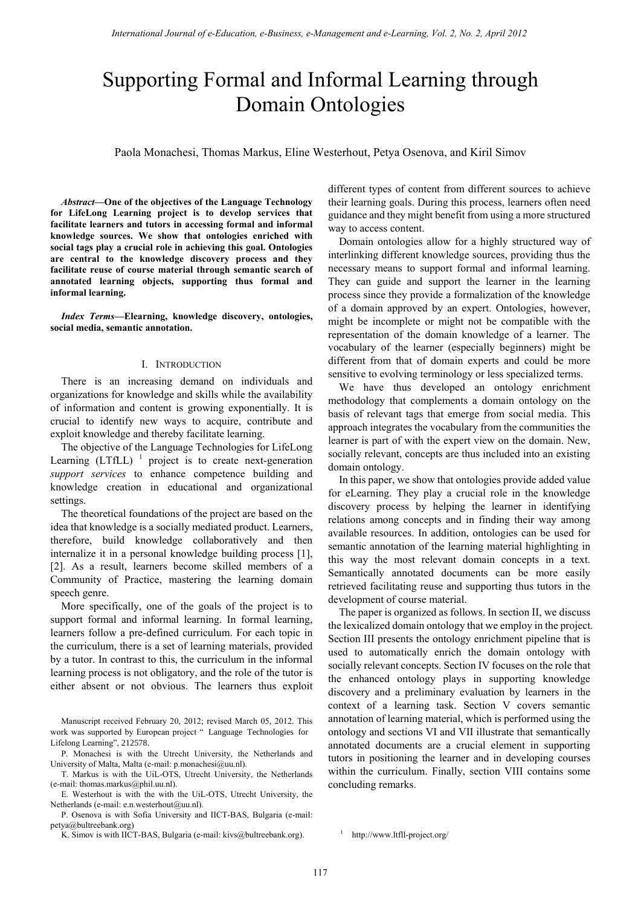# Supporting Formal and Informal Learning through Domain Ontologies

Paola Monachesi, Thomas Markus, Eline Westerhout, Petya Osenova, and Kiril Simov

***Abstract*—One of the objectives of the Language Technology for LifeLong Learning project is to develop services that facilitate learners and tutors in accessing formal and informal knowledge sources. We show that ontologies enriched with social tags play a crucial role in achieving this goal. Ontologies are central to the knowledge discovery process and they facilitate reuse of course material through semantic search of annotated learning objects, supporting thus formal and informal learning.**

***Index Terms*—Elearning, knowledge discovery, ontologies, social media, semantic annotation.**

## I. Introduction

There is an increasing demand on individuals and organizations for knowledge and skills while the availability of information and content is growing exponentially. It is crucial to identify new ways to acquire, contribute and exploit knowledge and thereby facilitate learning.

The objective of the Language Technologies for LifeLong Learning (LTfLL) [1] project is to create next-generation *support services* to enhance competence building and knowledge creation in educational and organizational settings.

The theoretical foundations of the project are based on the idea that knowledge is a socially mediated product. Learners, therefore, build knowledge collaboratively and then internalize it in a personal knowledge building process [1], [2]. As a result, learners become skilled members of a Community of Practice, mastering the learning domain speech genre.

More specifically, one of the goals of the project is to support formal and informal learning. In formal learning, learners follow a pre-defined curriculum. For each topic in the curriculum, there is a set of learning materials, provided by a tutor. In contrast to this, the curriculum in the informal learning process is not obligatory, and the role of the tutor is either absent or not obvious. The learners thus exploit different types of content from different sources to achieve their learning goals. During this process, learners often need guidance and they might benefit from using a more structured way to access content.

Domain ontologies allow for a highly structured way of interlinking different knowledge sources, providing thus the necessary means to support formal and informal learning. They can guide and support the learner in the learning process since they provide a formalization of the knowledge of a domain approved by an expert. Ontologies, however, might be incomplete or might not be compatible with the representation of the domain knowledge of a learner. The vocabulary of the learner (especially beginners) might be different from that of domain experts and could be more sensitive to evolving terminology or less specialized terms.

We have thus developed an ontology enrichment methodology that complements a domain ontology on the basis of relevant tags that emerge from social media. This approach integrates the vocabulary from the communities the learner is part of with the expert view on the domain. New, socially relevant, concepts are thus included into an existing domain ontology.

In this paper, we show that ontologies provide added value for eLearning. They play a crucial role in the knowledge discovery process by helping the learner in identifying relations among concepts and in finding their way among available resources. In addition, ontologies can be used for semantic annotation of the learning material highlighting in this way the most relevant domain concepts in a text. Semantically annotated documents can be more easily retrieved facilitating reuse and supporting thus tutors in the development of course material.

The paper is organized as follows. In section II, we discuss the lexicalized domain ontology that we employ in the project. Section III presents the ontology enrichment pipeline that is used to automatically enrich the domain ontology with socially relevant concepts. Section IV focuses on the role that the enhanced ontology plays in supporting knowledge discovery and a preliminary evaluation by learners in the context of a learning task. Section V covers semantic annotation of learning material, which is performed using the ontology and sections VI and VII illustrate that semantically annotated documents are a crucial element in supporting tutors in positioning the learner and in developing courses within the curriculum. Finally, section VIII contains some concluding remarks.

---

Manuscript received February 20, 2012; revised March 05, 2012. This work was supported by European project " Language Technologies for Lifelong Learning", 212578.

P. Monachesi is with the Utrecht University, the Netherlands and University of Malta, Malta (e-mail: p.monachesi@uu.nl).

T. Markus is with the UiL-OTS, Utrecht University, the Netherlands (e-mail: thomas.markus@phil.uu.nl).

E. Westerhout is with the with the UiL-OTS, Utrecht University, the Netherlands (e-mail: e.n.westerhout@uu.nl).

P. Osenova is with Sofia University and IICT-BAS, Bulgaria (e-mail: petya@bultreebank.org)

K. Simov is with IICT-BAS, Bulgaria (e-mail: kivs@bultreebank.org).

[1] http://www.ltfll-project.org/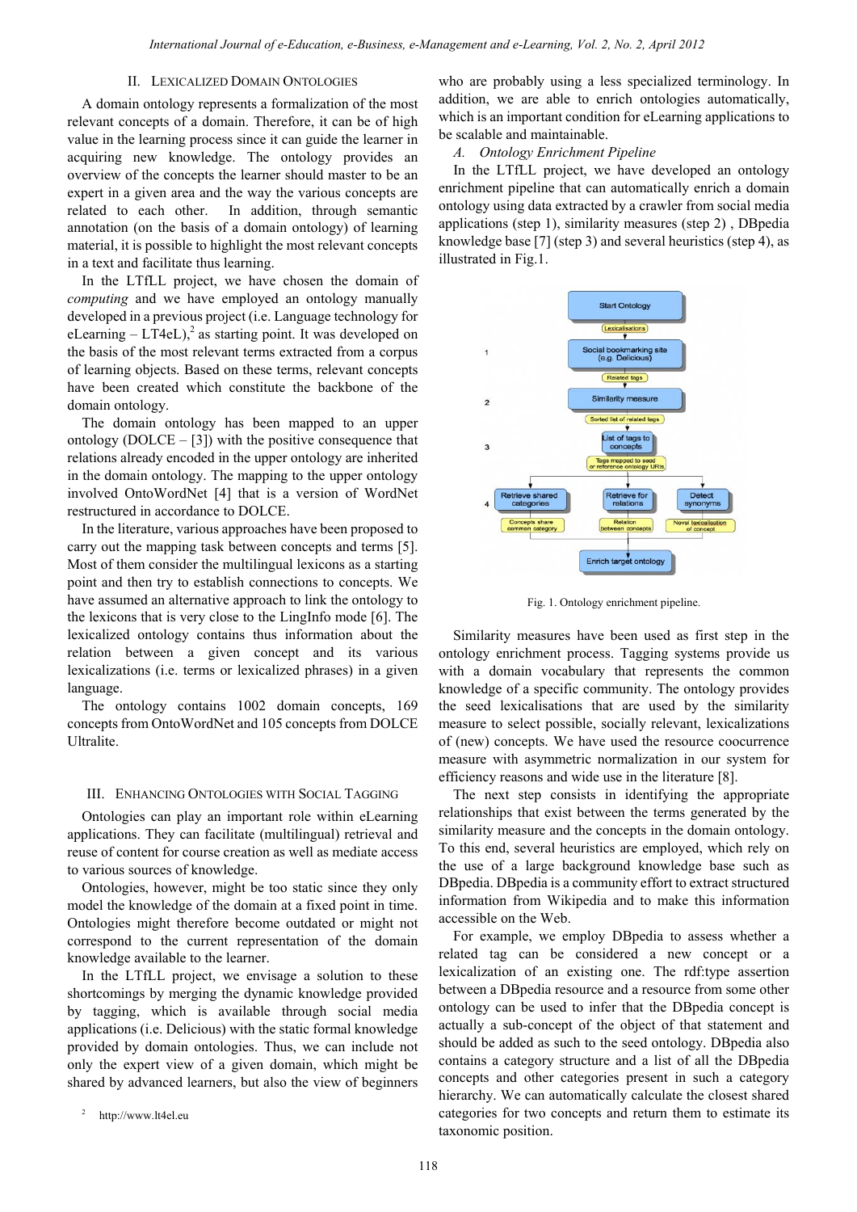## II. Lexicalized Domain Ontologies

A domain ontology represents a formalization of the most relevant concepts of a domain. Therefore, it can be of high value in the learning process since it can guide the learner in acquiring new knowledge. The ontology provides an overview of the concepts the learner should master to be an expert in a given area and the way the various concepts are related to each other. In addition, through semantic annotation (on the basis of a domain ontology) of learning material, it is possible to highlight the most relevant concepts in a text and facilitate thus learning.

In the LTfLL project, we have chosen the domain of *computing* and we have employed an ontology manually developed in a previous project (i.e. Language technology for eLearning – LT4eL),[2] as starting point. It was developed on the basis of the most relevant terms extracted from a corpus of learning objects. Based on these terms, relevant concepts have been created which constitute the backbone of the domain ontology.

The domain ontology has been mapped to an upper ontology (DOLCE – [3]) with the positive consequence that relations already encoded in the upper ontology are inherited in the domain ontology. The mapping to the upper ontology involved OntoWordNet [4] that is a version of WordNet restructured in accordance to DOLCE.

In the literature, various approaches have been proposed to carry out the mapping task between concepts and terms [5]. Most of them consider the multilingual lexicons as a starting point and then try to establish connections to concepts. We have assumed an alternative approach to link the ontology to the lexicons that is very close to the LingInfo mode [6]. The lexicalized ontology contains thus information about the relation between a given concept and its various lexicalizations (i.e. terms or lexicalized phrases) in a given language.

The ontology contains 1002 domain concepts, 169 concepts from OntoWordNet and 105 concepts from DOLCE Ultralite.

## III. Enhancing Ontologies with Social Tagging

Ontologies can play an important role within eLearning applications. They can facilitate (multilingual) retrieval and reuse of content for course creation as well as mediate access to various sources of knowledge.

Ontologies, however, might be too static since they only model the knowledge of the domain at a fixed point in time. Ontologies might therefore become outdated or might not correspond to the current representation of the domain knowledge available to the learner.

In the LTfLL project, we envisage a solution to these shortcomings by merging the dynamic knowledge provided by tagging, which is available through social media applications (i.e. Delicious) with the static formal knowledge provided by domain ontologies. Thus, we can include not only the expert view of a given domain, which might be shared by advanced learners, but also the view of beginners who are probably using a less specialized terminology. In addition, we are able to enrich ontologies automatically, which is an important condition for eLearning applications to be scalable and maintainable.

### *A. Ontology Enrichment Pipeline*

In the LTfLL project, we have developed an ontology enrichment pipeline that can automatically enrich a domain ontology using data extracted by a crawler from social media applications (step 1), similarity measures (step 2) , DBpedia knowledge base [7] (step 3) and several heuristics (step 4), as illustrated in Fig.1.

Fig. 1. Ontology enrichment pipeline.

Similarity measures have been used as first step in the ontology enrichment process. Tagging systems provide us with a domain vocabulary that represents the common knowledge of a specific community. The ontology provides the seed lexicalisations that are used by the similarity measure to select possible, socially relevant, lexicalizations of (new) concepts. We have used the resource coocurrence measure with asymmetric normalization in our system for efficiency reasons and wide use in the literature [8].

The next step consists in identifying the appropriate relationships that exist between the terms generated by the similarity measure and the concepts in the domain ontology. To this end, several heuristics are employed, which rely on the use of a large background knowledge base such as DBpedia. DBpedia is a community effort to extract structured information from Wikipedia and to make this information accessible on the Web.

For example, we employ DBpedia to assess whether a related tag can be considered a new concept or a lexicalization of an existing one. The rdf:type assertion between a DBpedia resource and a resource from some other ontology can be used to infer that the DBpedia concept is actually a sub-concept of the object of that statement and should be added as such to the seed ontology. DBpedia also contains a category structure and a list of all the DBpedia concepts and other categories present in such a category hierarchy. We can automatically calculate the closest shared categories for two concepts and return them to estimate its taxonomic position.

[2] http://www.lt4el.eu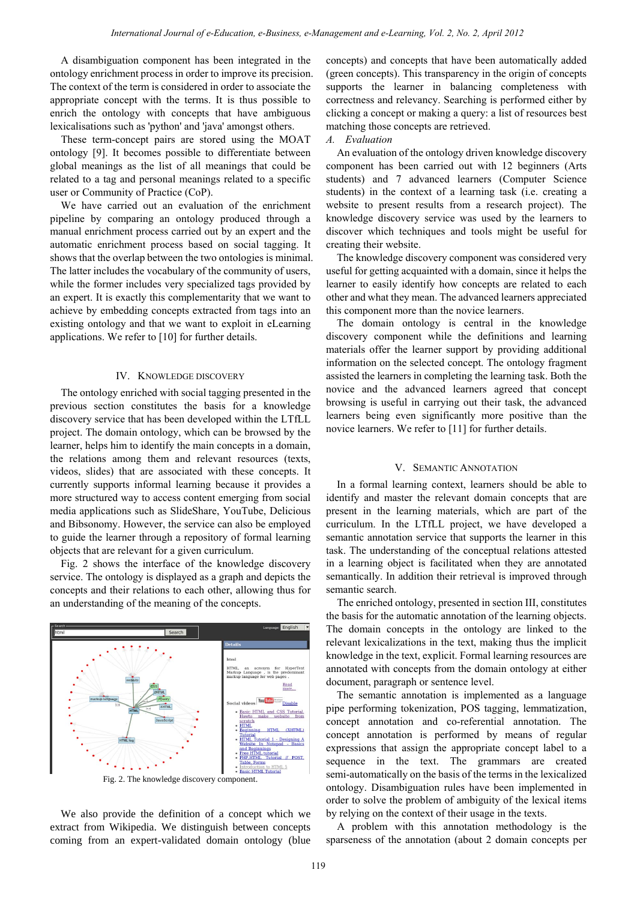A disambiguation component has been integrated in the ontology enrichment process in order to improve its precision. The context of the term is considered in order to associate the appropriate concept with the terms. It is thus possible to enrich the ontology with concepts that have ambiguous lexicalisations such as 'python' and 'java' amongst others.

These term-concept pairs are stored using the MOAT ontology [9]. It becomes possible to differentiate between global meanings as the list of all meanings that could be related to a tag and personal meanings related to a specific user or Community of Practice (CoP).

We have carried out an evaluation of the enrichment pipeline by comparing an ontology produced through a manual enrichment process carried out by an expert and the automatic enrichment process based on social tagging. It shows that the overlap between the two ontologies is minimal. The latter includes the vocabulary of the community of users, while the former includes very specialized tags provided by an expert. It is exactly this complementarity that we want to achieve by embedding concepts extracted from tags into an existing ontology and that we want to exploit in eLearning applications. We refer to [10] for further details.

## IV. Knowledge Discovery

The ontology enriched with social tagging presented in the previous section constitutes the basis for a knowledge discovery service that has been developed within the LTfLL project. The domain ontology, which can be browsed by the learner, helps him to identify the main concepts in a domain, the relations among them and relevant resources (texts, videos, slides) that are associated with these concepts. It currently supports informal learning because it provides a more structured way to access content emerging from social media applications such as SlideShare, YouTube, Delicious and Bibsonomy. However, the service can also be employed to guide the learner through a repository of formal learning objects that are relevant for a given curriculum.

Fig. 2 shows the interface of the knowledge discovery service. The ontology is displayed as a graph and depicts the concepts and their relations to each other, allowing thus for an understanding of the meaning of the concepts.

Fig. 2. The knowledge discovery component.

We also provide the definition of a concept which we extract from Wikipedia. We distinguish between concepts coming from an expert-validated domain ontology (blue concepts) and concepts that have been automatically added (green concepts). This transparency in the origin of concepts supports the learner in balancing completeness with correctness and relevancy. Searching is performed either by clicking a concept or making a query: a list of resources best matching those concepts are retrieved.

### A. *Evaluation*

An evaluation of the ontology driven knowledge discovery component has been carried out with 12 beginners (Arts students) and 7 advanced learners (Computer Science students) in the context of a learning task (i.e. creating a website to present results from a research project). The knowledge discovery service was used by the learners to discover which techniques and tools might be useful for creating their website.

The knowledge discovery component was considered very useful for getting acquainted with a domain, since it helps the learner to easily identify how concepts are related to each other and what they mean. The advanced learners appreciated this component more than the novice learners.

The domain ontology is central in the knowledge discovery component while the definitions and learning materials offer the learner support by providing additional information on the selected concept. The ontology fragment assisted the learners in completing the learning task. Both the novice and the advanced learners agreed that concept browsing is useful in carrying out their task, the advanced learners being even significantly more positive than the novice learners. We refer to [11] for further details.

## V. Semantic Annotation

In a formal learning context, learners should be able to identify and master the relevant domain concepts that are present in the learning materials, which are part of the curriculum. In the LTfLL project, we have developed a semantic annotation service that supports the learner in this task. The understanding of the conceptual relations attested in a learning object is facilitated when they are annotated semantically. In addition their retrieval is improved through semantic search.

The enriched ontology, presented in section III, constitutes the basis for the automatic annotation of the learning objects. The domain concepts in the ontology are linked to the relevant lexicalizations in the text, making thus the implicit knowledge in the text, explicit. Formal learning resources are annotated with concepts from the domain ontology at either document, paragraph or sentence level.

The semantic annotation is implemented as a language pipe performing tokenization, POS tagging, lemmatization, concept annotation and co-referential annotation. The concept annotation is performed by means of regular expressions that assign the appropriate concept label to a sequence in the text. The grammars are created semi-automatically on the basis of the terms in the lexicalized ontology. Disambiguation rules have been implemented in order to solve the problem of ambiguity of the lexical items by relying on the context of their usage in the texts.

A problem with this annotation methodology is the sparseness of the annotation (about 2 domain concepts per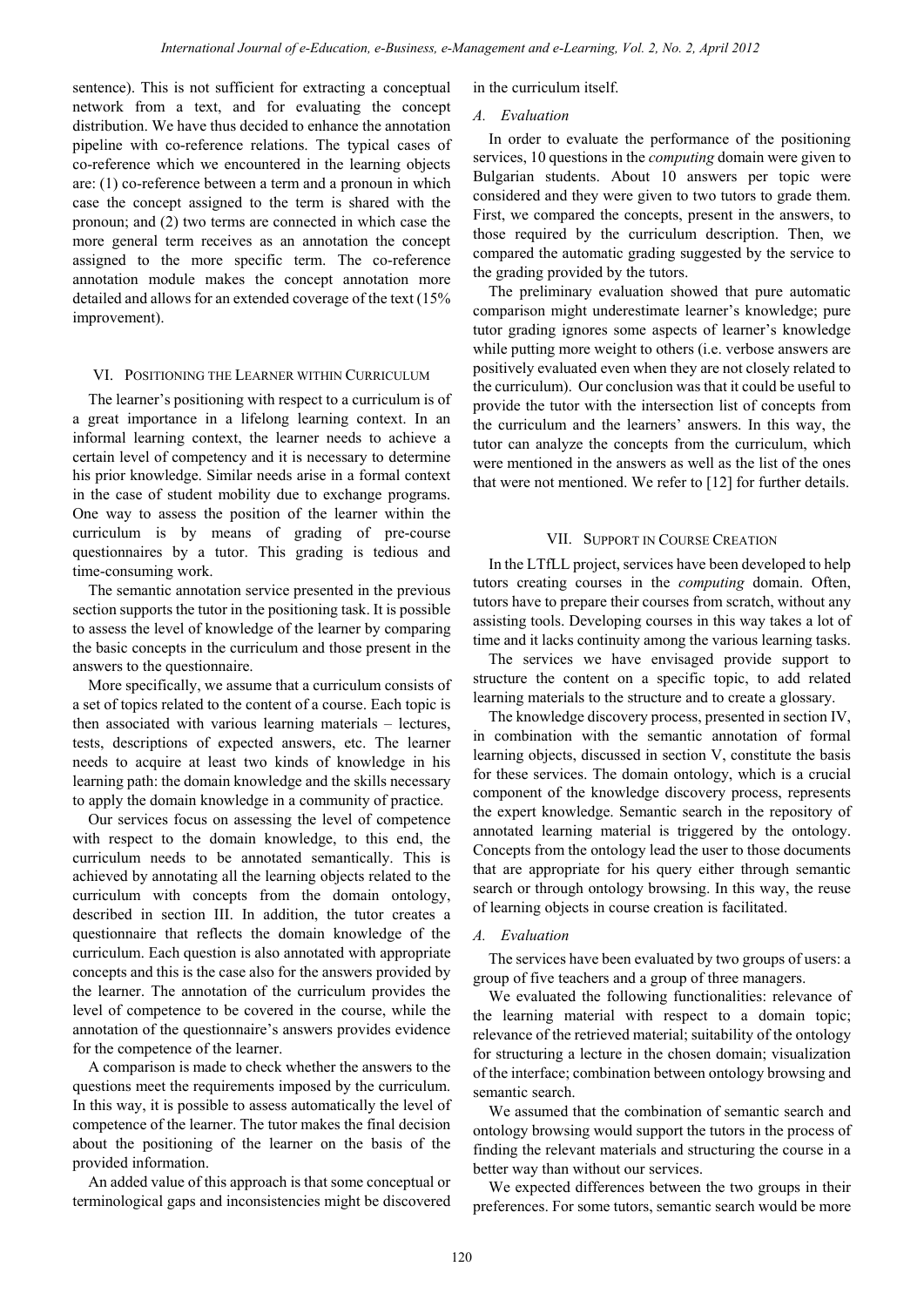sentence). This is not sufficient for extracting a conceptual network from a text, and for evaluating the concept distribution. We have thus decided to enhance the annotation pipeline with co-reference relations. The typical cases of co-reference which we encountered in the learning objects are: (1) co-reference between a term and a pronoun in which case the concept assigned to the term is shared with the pronoun; and (2) two terms are connected in which case the more general term receives as an annotation the concept assigned to the more specific term. The co-reference annotation module makes the concept annotation more detailed and allows for an extended coverage of the text (15% improvement).

## VI. Positioning the Learner within Curriculum

The learner's positioning with respect to a curriculum is of a great importance in a lifelong learning context. In an informal learning context, the learner needs to achieve a certain level of competency and it is necessary to determine his prior knowledge. Similar needs arise in a formal context in the case of student mobility due to exchange programs. One way to assess the position of the learner within the curriculum is by means of grading of pre-course questionnaires by a tutor. This grading is tedious and time-consuming work.

The semantic annotation service presented in the previous section supports the tutor in the positioning task. It is possible to assess the level of knowledge of the learner by comparing the basic concepts in the curriculum and those present in the answers to the questionnaire.

More specifically, we assume that a curriculum consists of a set of topics related to the content of a course. Each topic is then associated with various learning materials – lectures, tests, descriptions of expected answers, etc. The learner needs to acquire at least two kinds of knowledge in his learning path: the domain knowledge and the skills necessary to apply the domain knowledge in a community of practice.

Our services focus on assessing the level of competence with respect to the domain knowledge, to this end, the curriculum needs to be annotated semantically. This is achieved by annotating all the learning objects related to the curriculum with concepts from the domain ontology, described in section III. In addition, the tutor creates a questionnaire that reflects the domain knowledge of the curriculum. Each question is also annotated with appropriate concepts and this is the case also for the answers provided by the learner. The annotation of the curriculum provides the level of competence to be covered in the course, while the annotation of the questionnaire's answers provides evidence for the competence of the learner.

A comparison is made to check whether the answers to the questions meet the requirements imposed by the curriculum. In this way, it is possible to assess automatically the level of competence of the learner. The tutor makes the final decision about the positioning of the learner on the basis of the provided information.

An added value of this approach is that some conceptual or terminological gaps and inconsistencies might be discovered in the curriculum itself.

### A. Evaluation

In order to evaluate the performance of the positioning services, 10 questions in the *computing* domain were given to Bulgarian students. About 10 answers per topic were considered and they were given to two tutors to grade them. First, we compared the concepts, present in the answers, to those required by the curriculum description. Then, we compared the automatic grading suggested by the service to the grading provided by the tutors.

The preliminary evaluation showed that pure automatic comparison might underestimate learner's knowledge; pure tutor grading ignores some aspects of learner's knowledge while putting more weight to others (i.e. verbose answers are positively evaluated even when they are not closely related to the curriculum). Our conclusion was that it could be useful to provide the tutor with the intersection list of concepts from the curriculum and the learners' answers. In this way, the tutor can analyze the concepts from the curriculum, which were mentioned in the answers as well as the list of the ones that were not mentioned. We refer to [12] for further details.

## VII. Support in Course Creation

In the LTfLL project, services have been developed to help tutors creating courses in the *computing* domain. Often, tutors have to prepare their courses from scratch, without any assisting tools. Developing courses in this way takes a lot of time and it lacks continuity among the various learning tasks.

The services we have envisaged provide support to structure the content on a specific topic, to add related learning materials to the structure and to create a glossary.

The knowledge discovery process, presented in section IV, in combination with the semantic annotation of formal learning objects, discussed in section V, constitute the basis for these services. The domain ontology, which is a crucial component of the knowledge discovery process, represents the expert knowledge. Semantic search in the repository of annotated learning material is triggered by the ontology. Concepts from the ontology lead the user to those documents that are appropriate for his query either through semantic search or through ontology browsing. In this way, the reuse of learning objects in course creation is facilitated.

### A. Evaluation

The services have been evaluated by two groups of users: a group of five teachers and a group of three managers.

We evaluated the following functionalities: relevance of the learning material with respect to a domain topic; relevance of the retrieved material; suitability of the ontology for structuring a lecture in the chosen domain; visualization of the interface; combination between ontology browsing and semantic search.

We assumed that the combination of semantic search and ontology browsing would support the tutors in the process of finding the relevant materials and structuring the course in a better way than without our services.

We expected differences between the two groups in their preferences. For some tutors, semantic search would be more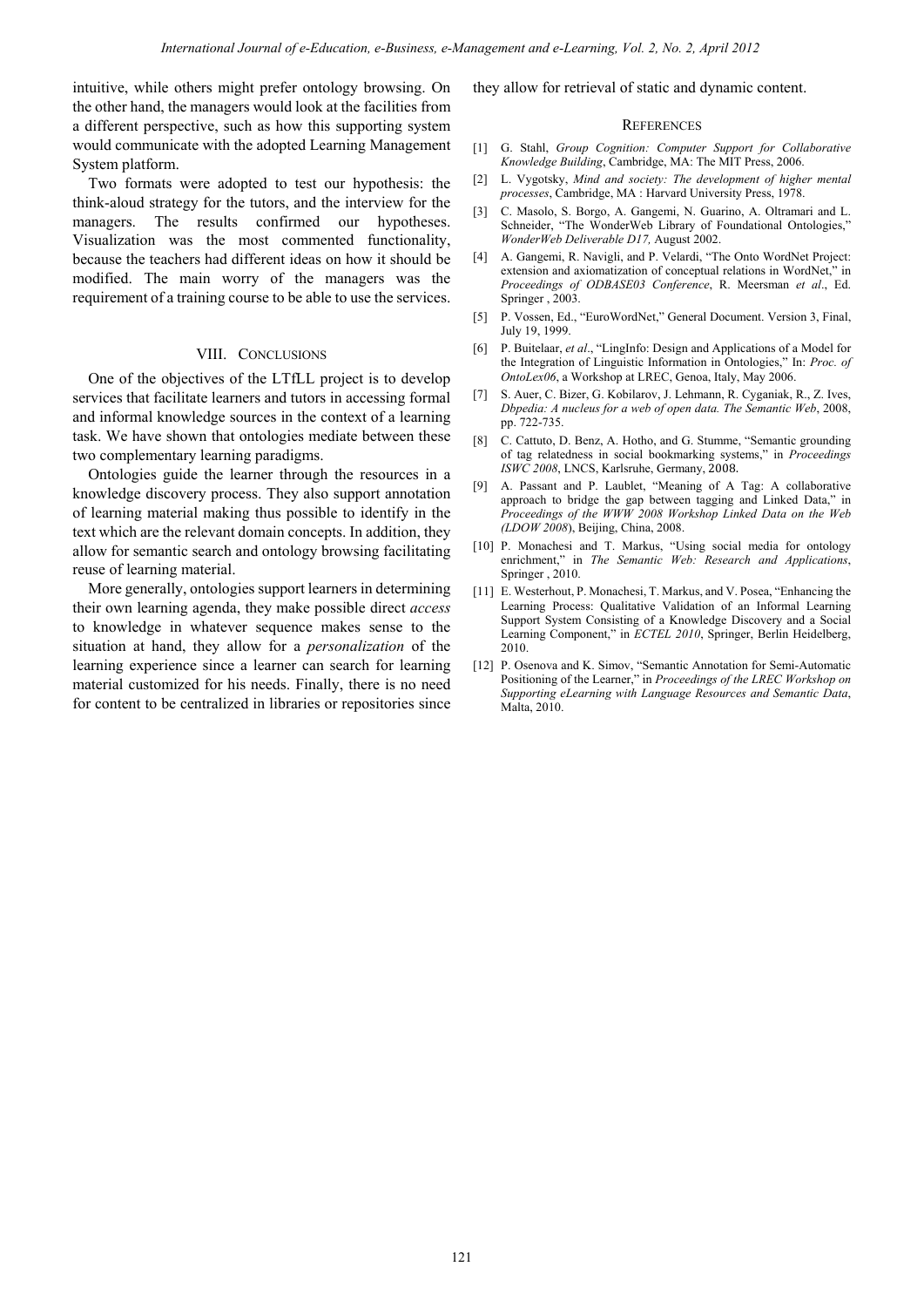intuitive, while others might prefer ontology browsing. On the other hand, the managers would look at the facilities from a different perspective, such as how this supporting system would communicate with the adopted Learning Management System platform.

Two formats were adopted to test our hypothesis: the think-aloud strategy for the tutors, and the interview for the managers. The results confirmed our hypotheses. Visualization was the most commented functionality, because the teachers had different ideas on how it should be modified. The main worry of the managers was the requirement of a training course to be able to use the services.

## VIII. Conclusions

One of the objectives of the LTfLL project is to develop services that facilitate learners and tutors in accessing formal and informal knowledge sources in the context of a learning task. We have shown that ontologies mediate between these two complementary learning paradigms.

Ontologies guide the learner through the resources in a knowledge discovery process. They also support annotation of learning material making thus possible to identify in the text which are the relevant domain concepts. In addition, they allow for semantic search and ontology browsing facilitating reuse of learning material.

More generally, ontologies support learners in determining their own learning agenda, they make possible direct *access* to knowledge in whatever sequence makes sense to the situation at hand, they allow for a *personalization* of the learning experience since a learner can search for learning material customized for his needs. Finally, there is no need for content to be centralized in libraries or repositories since they allow for retrieval of static and dynamic content.

## References

[1] G. Stahl, *Group Cognition: Computer Support for Collaborative Knowledge Building*, Cambridge, MA: The MIT Press, 2006.

[2] L. Vygotsky, *Mind and society: The development of higher mental processes*, Cambridge, MA : Harvard University Press, 1978.

[3] C. Masolo, S. Borgo, A. Gangemi, N. Guarino, A. Oltramari and L. Schneider, "The WonderWeb Library of Foundational Ontologies," *WonderWeb Deliverable D17,* August 2002.

[4] A. Gangemi, R. Navigli, and P. Velardi, "The Onto WordNet Project: extension and axiomatization of conceptual relations in WordNet," in *Proceedings of ODBASE03 Conference*, R. Meersman *et al*., Ed. Springer , 2003.

[5] P. Vossen, Ed., "EuroWordNet," General Document. Version 3, Final, July 19, 1999.

[6] P. Buitelaar, *et al*., "LingInfo: Design and Applications of a Model for the Integration of Linguistic Information in Ontologies," In: *Proc. of OntoLex06*, a Workshop at LREC, Genoa, Italy, May 2006.

[7] S. Auer, C. Bizer, G. Kobilarov, J. Lehmann, R. Cyganiak, R., Z. Ives, *Dbpedia: A nucleus for a web of open data. The Semantic Web*, 2008, pp. 722-735.

[8] C. Cattuto, D. Benz, A. Hotho, and G. Stumme, "Semantic grounding of tag relatedness in social bookmarking systems," in *Proceedings ISWC 2008*, LNCS, Karlsruhe, Germany, 2008.

[9] A. Passant and P. Laublet, "Meaning of A Tag: A collaborative approach to bridge the gap between tagging and Linked Data," in *Proceedings of the WWW 2008 Workshop Linked Data on the Web (LDOW 2008*), Beijing, China, 2008.

[10] P. Monachesi and T. Markus, "Using social media for ontology enrichment," in *The Semantic Web: Research and Applications*, Springer , 2010.

[11] E. Westerhout, P. Monachesi, T. Markus, and V. Posea, "Enhancing the Learning Process: Qualitative Validation of an Informal Learning Support System Consisting of a Knowledge Discovery and a Social Learning Component," in *ECTEL 2010*, Springer, Berlin Heidelberg, 2010.

[12] P. Osenova and K. Simov, "Semantic Annotation for Semi-Automatic Positioning of the Learner," in *Proceedings of the LREC Workshop on Supporting eLearning with Language Resources and Semantic Data*, Malta, 2010.